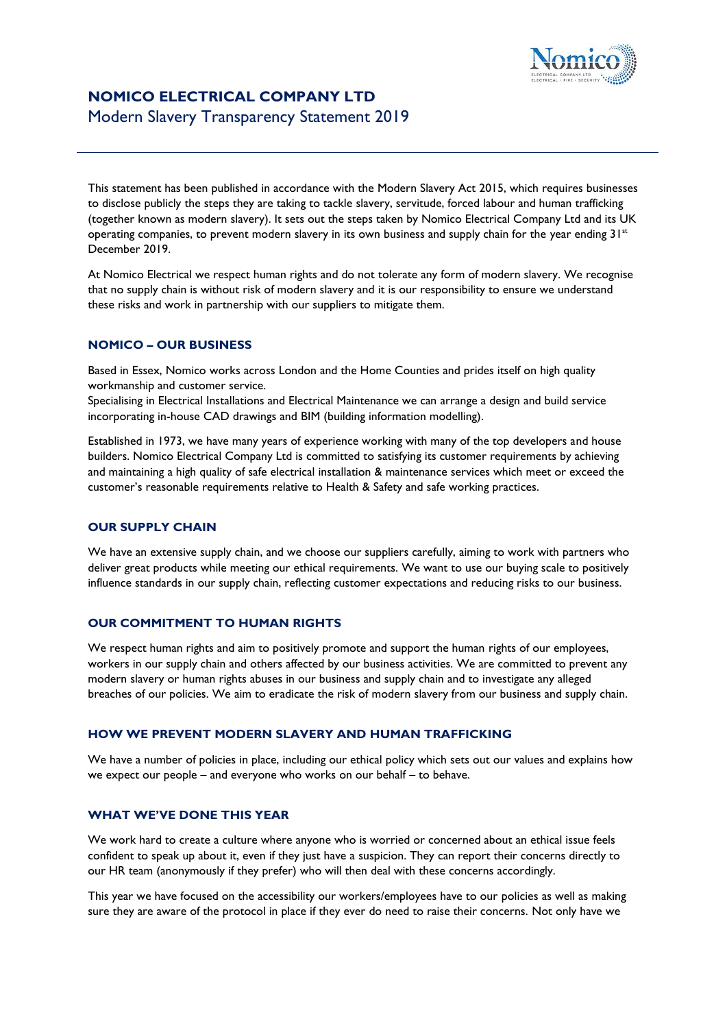# NOMICO ELECTRICAL COMPANY LTD

Modern Slavery Transparency Statement 2019

This statement has been published in accordance with the Modern Slavery Act 2015, which requires businesses to disclose publicly the steps they are taking to tackle slavery, servitude, forced labour and human trafficking (together known as modern slavery). It sets out the steps taken by Nomico Electrical Company Ltd and its UK operating companies, to prevent modern slavery in its own business and supply chain for the year ending 31st December 2019.

At Nomico Electrical we respect human rights and do not tolerate any form of modern slavery. We recognise that no supply chain is without risk of modern slavery and it is our responsibility to ensure we understand these risks and work in partnership with our suppliers to mitigate them.

## NOMICO – OUR BUSINESS

Based in Essex, Nomico works across London and the Home Counties and prides itself on high quality workmanship and customer service.
Specialising in Electrical Installations and Electrical Maintenance we can arrange a design and build service incorporating in-house CAD drawings and BIM (building information modelling).

Established in 1973, we have many years of experience working with many of the top developers and house builders. Nomico Electrical Company Ltd is committed to satisfying its customer requirements by achieving and maintaining a high quality of safe electrical installation & maintenance services which meet or exceed the customer's reasonable requirements relative to Health & Safety and safe working practices.

## OUR SUPPLY CHAIN

We have an extensive supply chain, and we choose our suppliers carefully, aiming to work with partners who deliver great products while meeting our ethical requirements. We want to use our buying scale to positively influence standards in our supply chain, reflecting customer expectations and reducing risks to our business.

## OUR COMMITMENT TO HUMAN RIGHTS

We respect human rights and aim to positively promote and support the human rights of our employees, workers in our supply chain and others affected by our business activities. We are committed to prevent any modern slavery or human rights abuses in our business and supply chain and to investigate any alleged breaches of our policies. We aim to eradicate the risk of modern slavery from our business and supply chain.

## HOW WE PREVENT MODERN SLAVERY AND HUMAN TRAFFICKING

We have a number of policies in place, including our ethical policy which sets out our values and explains how we expect our people – and everyone who works on our behalf – to behave.

## WHAT WE'VE DONE THIS YEAR

We work hard to create a culture where anyone who is worried or concerned about an ethical issue feels confident to speak up about it, even if they just have a suspicion. They can report their concerns directly to our HR team (anonymously if they prefer) who will then deal with these concerns accordingly.

This year we have focused on the accessibility our workers/employees have to our policies as well as making sure they are aware of the protocol in place if they ever do need to raise their concerns. Not only have we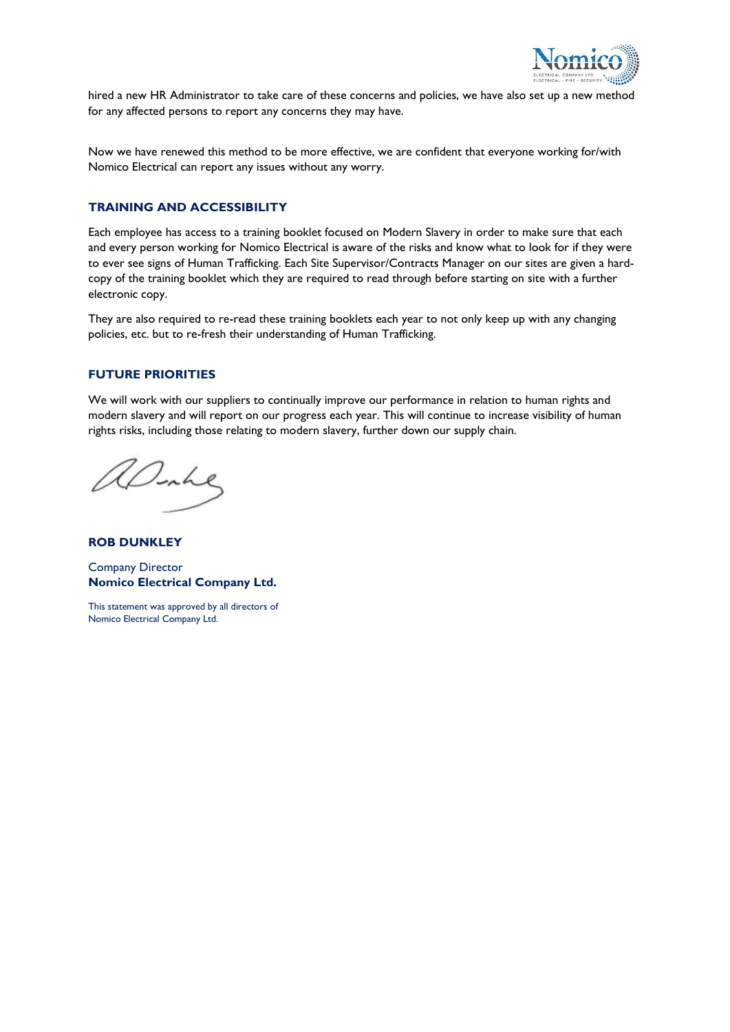hired a new HR Administrator to take care of these concerns and policies, we have also set up a new method for any affected persons to report any concerns they may have.

Now we have renewed this method to be more effective, we are confident that everyone working for/with Nomico Electrical can report any issues without any worry.

## TRAINING AND ACCESSIBILITY

Each employee has access to a training booklet focused on Modern Slavery in order to make sure that each and every person working for Nomico Electrical is aware of the risks and know what to look for if they were to ever see signs of Human Trafficking. Each Site Supervisor/Contracts Manager on our sites are given a hard-copy of the training booklet which they are required to read through before starting on site with a further electronic copy.

They are also required to re-read these training booklets each year to not only keep up with any changing policies, etc. but to re-fresh their understanding of Human Trafficking.

## FUTURE PRIORITIES

We will work with our suppliers to continually improve our performance in relation to human rights and modern slavery and will report on our progress each year. This will continue to increase visibility of human rights risks, including those relating to modern slavery, further down our supply chain.

**ROB DUNKLEY**

Company Director
**Nomico Electrical Company Ltd.**

This statement was approved by all directors of Nomico Electrical Company Ltd.